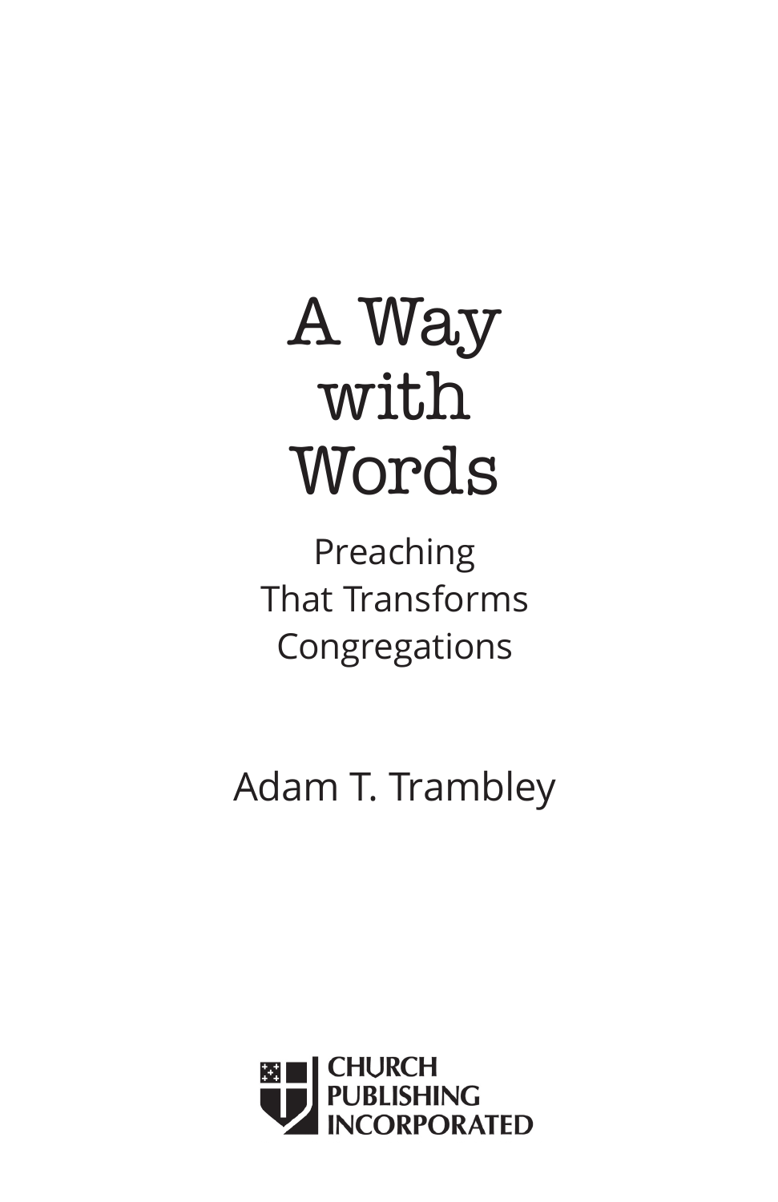# A Way with Words

## Preaching That Transforms Congregations

Adam T. Trambley

CHURCH PUBLISHING INCORPORATED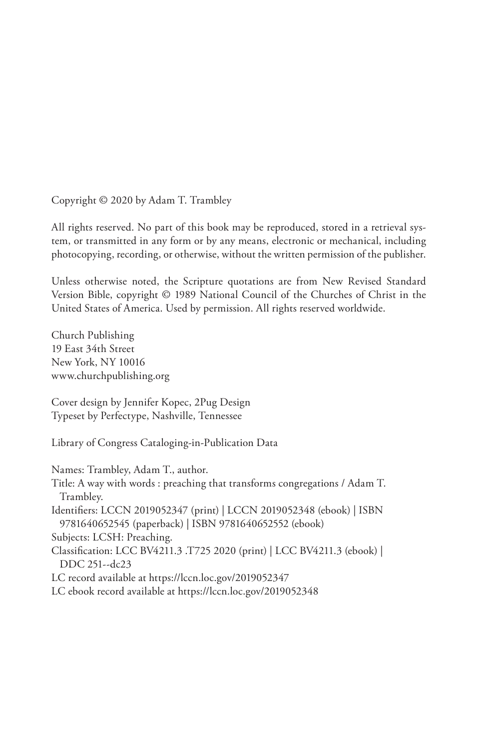Copyright © 2020 by Adam T. Trambley

All rights reserved. No part of this book may be reproduced, stored in a retrieval system, or transmitted in any form or by any means, electronic or mechanical, including photocopying, recording, or otherwise, without the written permission of the publisher.

Unless otherwise noted, the Scripture quotations are from New Revised Standard Version Bible, copyright © 1989 National Council of the Churches of Christ in the United States of America. Used by permission. All rights reserved worldwide.

Church Publishing
19 East 34th Street
New York, NY 10016
www.churchpublishing.org

Cover design by Jennifer Kopec, 2Pug Design
Typeset by Perfectype, Nashville, Tennessee

Library of Congress Cataloging-in-Publication Data

Names: Trambley, Adam T., author.
Title: A way with words : preaching that transforms congregations / Adam T. Trambley.
Identifiers: LCCN 2019052347 (print) | LCCN 2019052348 (ebook) | ISBN 9781640652545 (paperback) | ISBN 9781640652552 (ebook)
Subjects: LCSH: Preaching.
Classification: LCC BV4211.3 .T725 2020 (print) | LCC BV4211.3 (ebook) | DDC 251--dc23
LC record available at https://lccn.loc.gov/2019052347
LC ebook record available at https://lccn.loc.gov/2019052348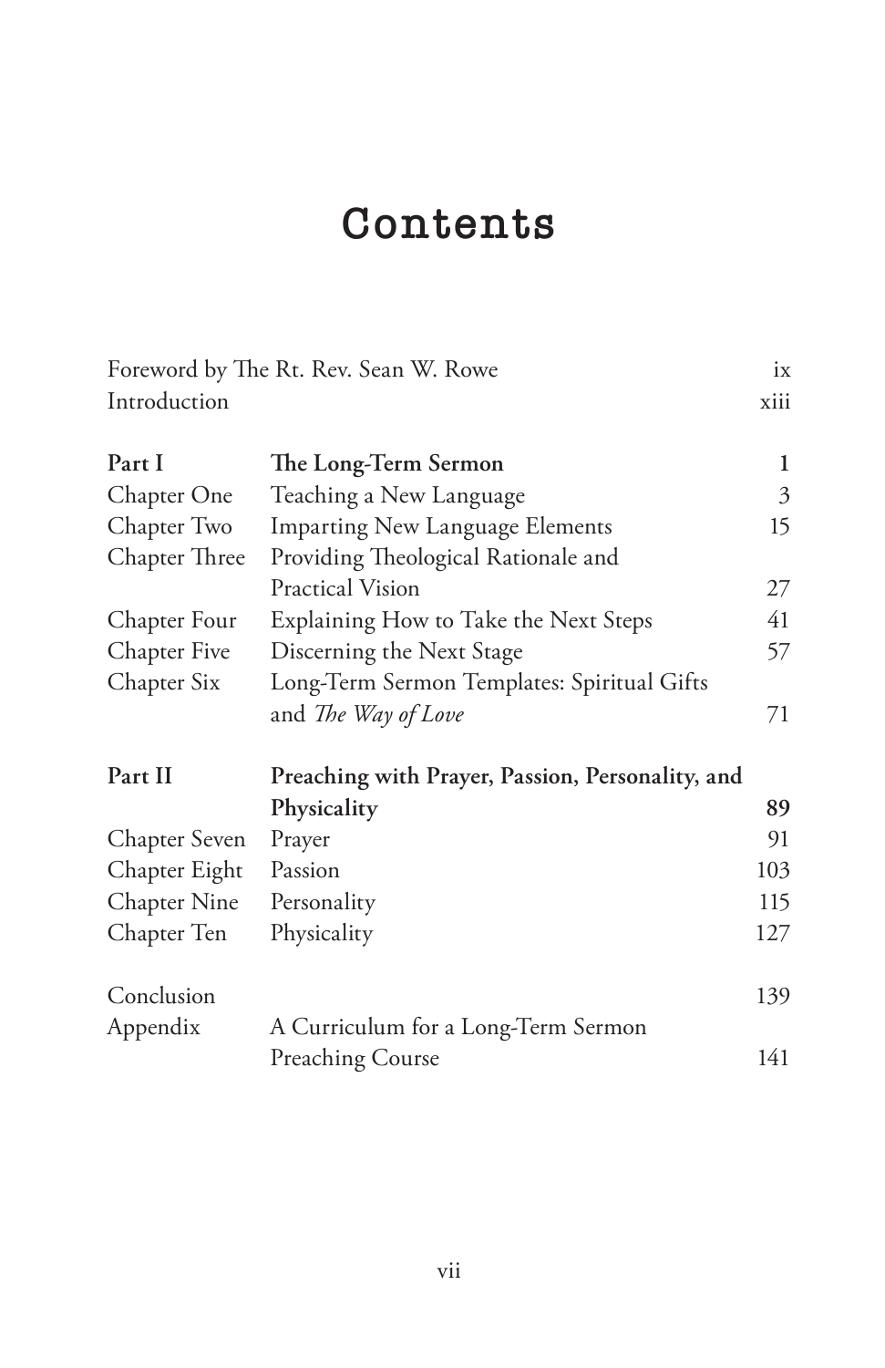# Contents

| | | |
|---|---|---|
| Foreword by The Rt. Rev. Sean W. Rowe | | ix |
| Introduction | | xiii |
| **Part I** | **The Long-Term Sermon** | **1** |
| Chapter One | Teaching a New Language | 3 |
| Chapter Two | Imparting New Language Elements | 15 |
| Chapter Three | Providing Theological Rationale and Practical Vision | 27 |
| Chapter Four | Explaining How to Take the Next Steps | 41 |
| Chapter Five | Discerning the Next Stage | 57 |
| Chapter Six | Long-Term Sermon Templates: Spiritual Gifts and *The Way of Love* | 71 |
| **Part II** | **Preaching with Prayer, Passion, Personality, and Physicality** | **89** |
| Chapter Seven | Prayer | 91 |
| Chapter Eight | Passion | 103 |
| Chapter Nine | Personality | 115 |
| Chapter Ten | Physicality | 127 |
| Conclusion | | 139 |
| Appendix | A Curriculum for a Long-Term Sermon Preaching Course | 141 |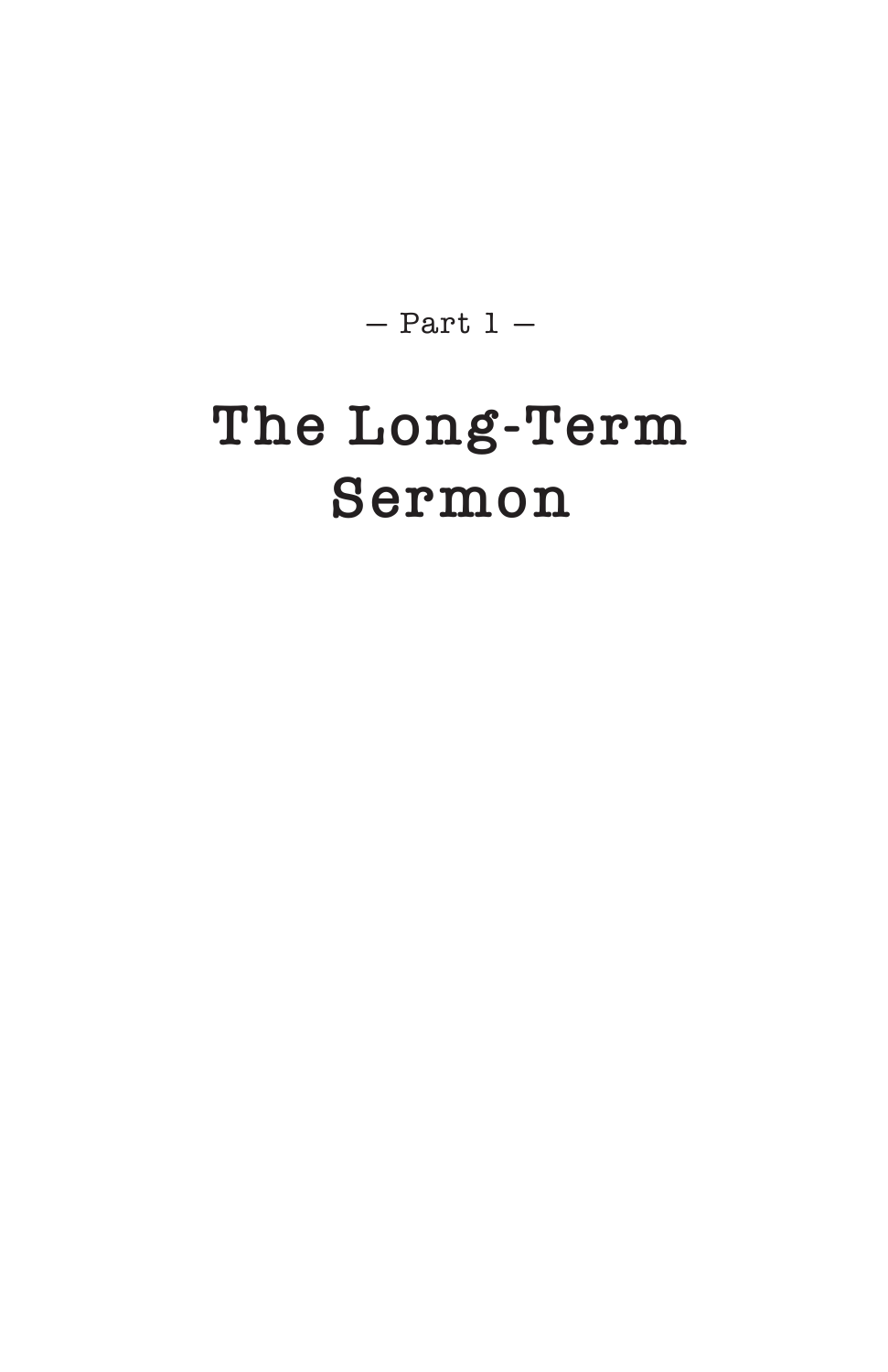— Part 1 —

# The Long-Term Sermon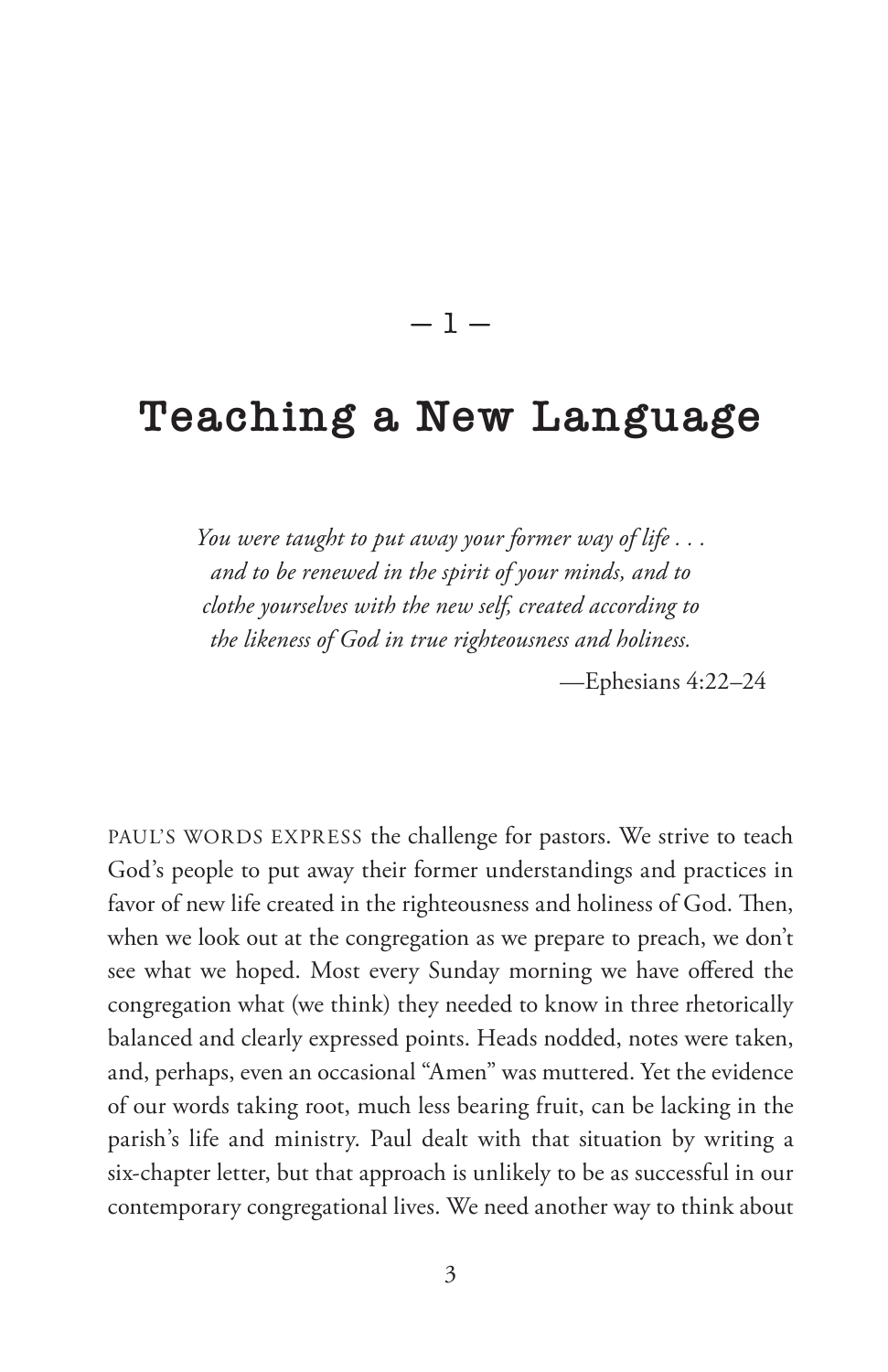— 1 —

# Teaching a New Language

*You were taught to put away your former way of life . . . and to be renewed in the spirit of your minds, and to clothe yourselves with the new self, created according to the likeness of God in true righteousness and holiness.*

—Ephesians 4:22–24

PAUL'S WORDS EXPRESS the challenge for pastors. We strive to teach God's people to put away their former understandings and practices in favor of new life created in the righteousness and holiness of God. Then, when we look out at the congregation as we prepare to preach, we don't see what we hoped. Most every Sunday morning we have offered the congregation what (we think) they needed to know in three rhetorically balanced and clearly expressed points. Heads nodded, notes were taken, and, perhaps, even an occasional "Amen" was muttered. Yet the evidence of our words taking root, much less bearing fruit, can be lacking in the parish's life and ministry. Paul dealt with that situation by writing a six-chapter letter, but that approach is unlikely to be as successful in our contemporary congregational lives. We need another way to think about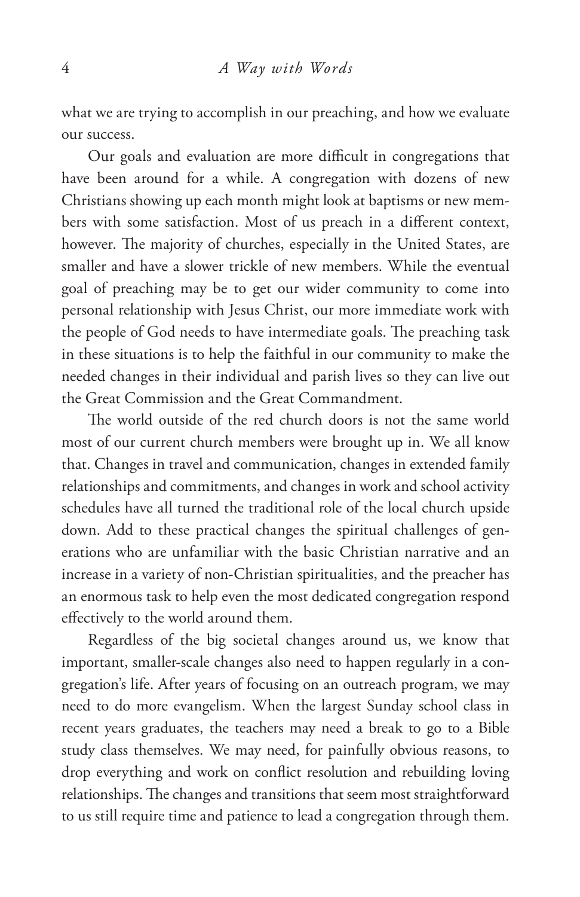what we are trying to accomplish in our preaching, and how we evaluate our success.

Our goals and evaluation are more difficult in congregations that have been around for a while. A congregation with dozens of new Christians showing up each month might look at baptisms or new members with some satisfaction. Most of us preach in a different context, however. The majority of churches, especially in the United States, are smaller and have a slower trickle of new members. While the eventual goal of preaching may be to get our wider community to come into personal relationship with Jesus Christ, our more immediate work with the people of God needs to have intermediate goals. The preaching task in these situations is to help the faithful in our community to make the needed changes in their individual and parish lives so they can live out the Great Commission and the Great Commandment.

The world outside of the red church doors is not the same world most of our current church members were brought up in. We all know that. Changes in travel and communication, changes in extended family relationships and commitments, and changes in work and school activity schedules have all turned the traditional role of the local church upside down. Add to these practical changes the spiritual challenges of generations who are unfamiliar with the basic Christian narrative and an increase in a variety of non-Christian spiritualities, and the preacher has an enormous task to help even the most dedicated congregation respond effectively to the world around them.

Regardless of the big societal changes around us, we know that important, smaller-scale changes also need to happen regularly in a congregation's life. After years of focusing on an outreach program, we may need to do more evangelism. When the largest Sunday school class in recent years graduates, the teachers may need a break to go to a Bible study class themselves. We may need, for painfully obvious reasons, to drop everything and work on conflict resolution and rebuilding loving relationships. The changes and transitions that seem most straightforward to us still require time and patience to lead a congregation through them.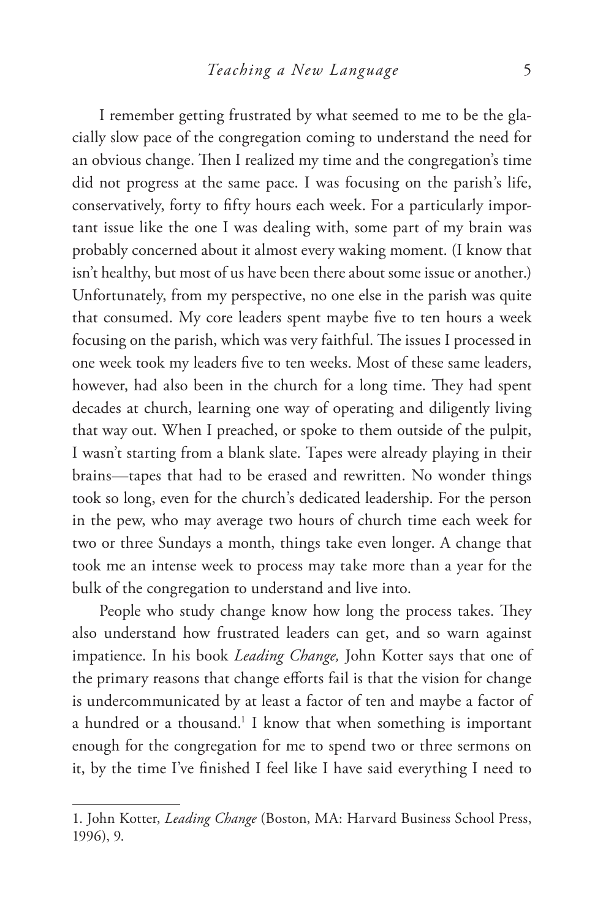I remember getting frustrated by what seemed to me to be the glacially slow pace of the congregation coming to understand the need for an obvious change. Then I realized my time and the congregation's time did not progress at the same pace. I was focusing on the parish's life, conservatively, forty to fifty hours each week. For a particularly important issue like the one I was dealing with, some part of my brain was probably concerned about it almost every waking moment. (I know that isn't healthy, but most of us have been there about some issue or another.) Unfortunately, from my perspective, no one else in the parish was quite that consumed. My core leaders spent maybe five to ten hours a week focusing on the parish, which was very faithful. The issues I processed in one week took my leaders five to ten weeks. Most of these same leaders, however, had also been in the church for a long time. They had spent decades at church, learning one way of operating and diligently living that way out. When I preached, or spoke to them outside of the pulpit, I wasn't starting from a blank slate. Tapes were already playing in their brains—tapes that had to be erased and rewritten. No wonder things took so long, even for the church's dedicated leadership. For the person in the pew, who may average two hours of church time each week for two or three Sundays a month, things take even longer. A change that took me an intense week to process may take more than a year for the bulk of the congregation to understand and live into.

People who study change know how long the process takes. They also understand how frustrated leaders can get, and so warn against impatience. In his book *Leading Change,* John Kotter says that one of the primary reasons that change efforts fail is that the vision for change is undercommunicated by at least a factor of ten and maybe a factor of a hundred or a thousand.[1] I know that when something is important enough for the congregation for me to spend two or three sermons on it, by the time I've finished I feel like I have said everything I need to

---

1. John Kotter, *Leading Change* (Boston, MA: Harvard Business School Press, 1996), 9.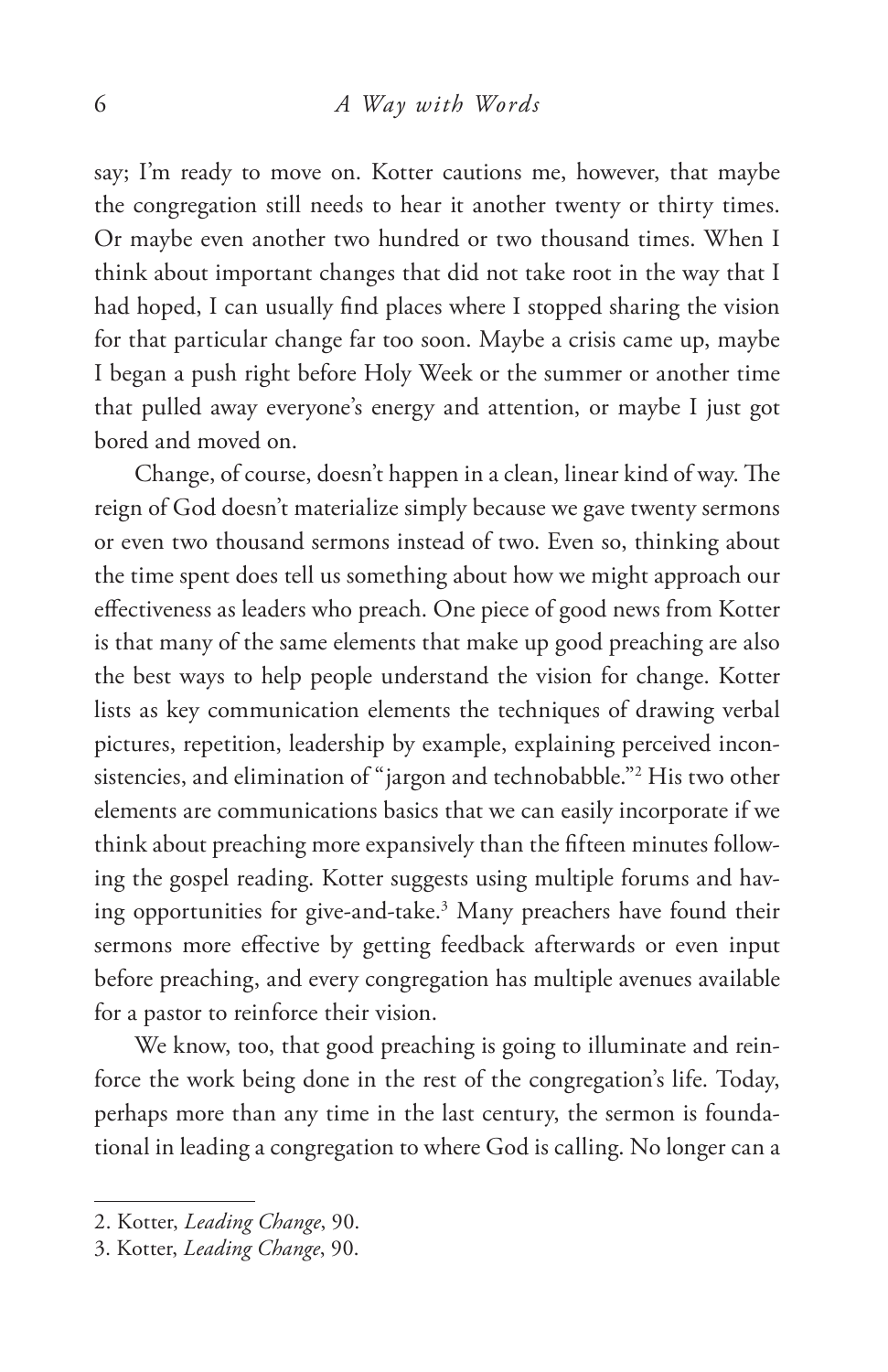say; I'm ready to move on. Kotter cautions me, however, that maybe the congregation still needs to hear it another twenty or thirty times. Or maybe even another two hundred or two thousand times. When I think about important changes that did not take root in the way that I had hoped, I can usually find places where I stopped sharing the vision for that particular change far too soon. Maybe a crisis came up, maybe I began a push right before Holy Week or the summer or another time that pulled away everyone's energy and attention, or maybe I just got bored and moved on.

Change, of course, doesn't happen in a clean, linear kind of way. The reign of God doesn't materialize simply because we gave twenty sermons or even two thousand sermons instead of two. Even so, thinking about the time spent does tell us something about how we might approach our effectiveness as leaders who preach. One piece of good news from Kotter is that many of the same elements that make up good preaching are also the best ways to help people understand the vision for change. Kotter lists as key communication elements the techniques of drawing verbal pictures, repetition, leadership by example, explaining perceived inconsistencies, and elimination of "jargon and technobabble."[2] His two other elements are communications basics that we can easily incorporate if we think about preaching more expansively than the fifteen minutes following the gospel reading. Kotter suggests using multiple forums and having opportunities for give-and-take.[3] Many preachers have found their sermons more effective by getting feedback afterwards or even input before preaching, and every congregation has multiple avenues available for a pastor to reinforce their vision.

We know, too, that good preaching is going to illuminate and reinforce the work being done in the rest of the congregation's life. Today, perhaps more than any time in the last century, the sermon is foundational in leading a congregation to where God is calling. No longer can a

---

2. Kotter, *Leading Change*, 90.
3. Kotter, *Leading Change*, 90.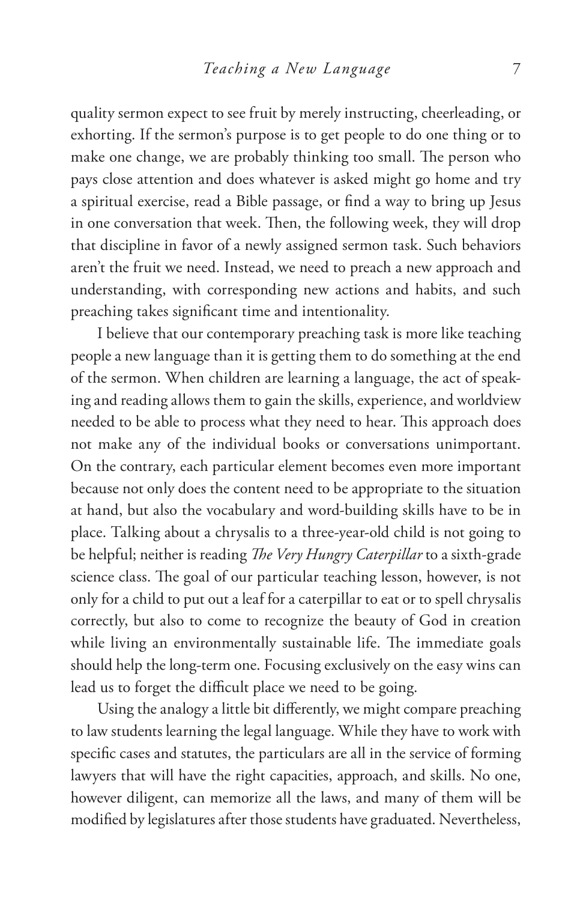quality sermon expect to see fruit by merely instructing, cheerleading, or exhorting. If the sermon's purpose is to get people to do one thing or to make one change, we are probably thinking too small. The person who pays close attention and does whatever is asked might go home and try a spiritual exercise, read a Bible passage, or find a way to bring up Jesus in one conversation that week. Then, the following week, they will drop that discipline in favor of a newly assigned sermon task. Such behaviors aren't the fruit we need. Instead, we need to preach a new approach and understanding, with corresponding new actions and habits, and such preaching takes significant time and intentionality.

I believe that our contemporary preaching task is more like teaching people a new language than it is getting them to do something at the end of the sermon. When children are learning a language, the act of speaking and reading allows them to gain the skills, experience, and worldview needed to be able to process what they need to hear. This approach does not make any of the individual books or conversations unimportant. On the contrary, each particular element becomes even more important because not only does the content need to be appropriate to the situation at hand, but also the vocabulary and word-building skills have to be in place. Talking about a chrysalis to a three-year-old child is not going to be helpful; neither is reading *The Very Hungry Caterpillar* to a sixth-grade science class. The goal of our particular teaching lesson, however, is not only for a child to put out a leaf for a caterpillar to eat or to spell chrysalis correctly, but also to come to recognize the beauty of God in creation while living an environmentally sustainable life. The immediate goals should help the long-term one. Focusing exclusively on the easy wins can lead us to forget the difficult place we need to be going.

Using the analogy a little bit differently, we might compare preaching to law students learning the legal language. While they have to work with specific cases and statutes, the particulars are all in the service of forming lawyers that will have the right capacities, approach, and skills. No one, however diligent, can memorize all the laws, and many of them will be modified by legislatures after those students have graduated. Nevertheless,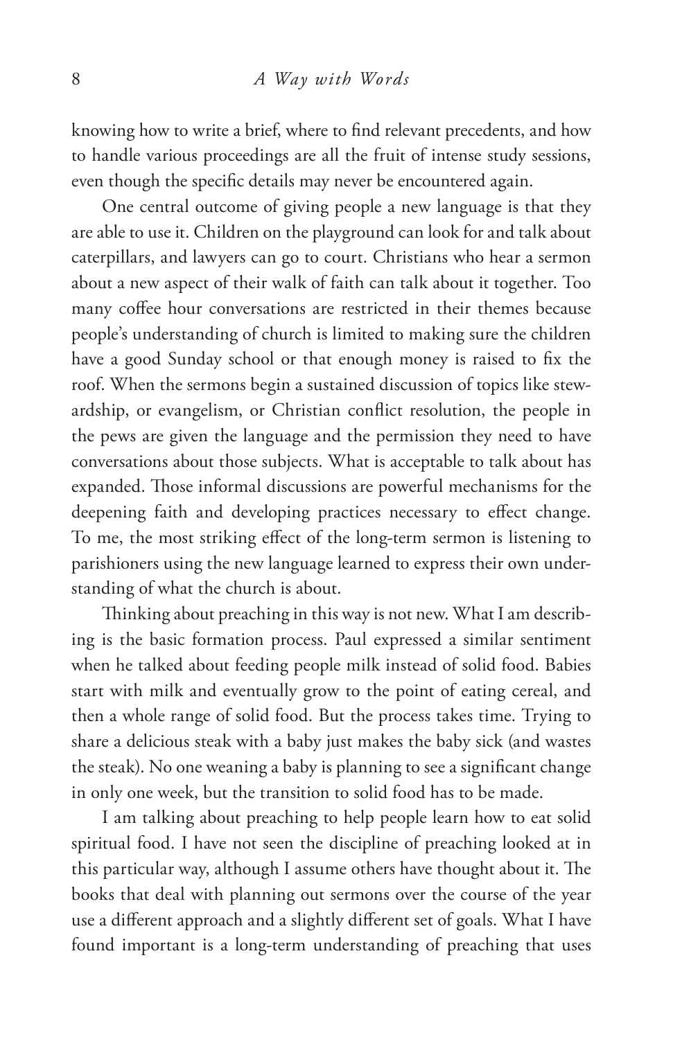knowing how to write a brief, where to find relevant precedents, and how to handle various proceedings are all the fruit of intense study sessions, even though the specific details may never be encountered again.

One central outcome of giving people a new language is that they are able to use it. Children on the playground can look for and talk about caterpillars, and lawyers can go to court. Christians who hear a sermon about a new aspect of their walk of faith can talk about it together. Too many coffee hour conversations are restricted in their themes because people's understanding of church is limited to making sure the children have a good Sunday school or that enough money is raised to fix the roof. When the sermons begin a sustained discussion of topics like stewardship, or evangelism, or Christian conflict resolution, the people in the pews are given the language and the permission they need to have conversations about those subjects. What is acceptable to talk about has expanded. Those informal discussions are powerful mechanisms for the deepening faith and developing practices necessary to effect change. To me, the most striking effect of the long-term sermon is listening to parishioners using the new language learned to express their own understanding of what the church is about.

Thinking about preaching in this way is not new. What I am describing is the basic formation process. Paul expressed a similar sentiment when he talked about feeding people milk instead of solid food. Babies start with milk and eventually grow to the point of eating cereal, and then a whole range of solid food. But the process takes time. Trying to share a delicious steak with a baby just makes the baby sick (and wastes the steak). No one weaning a baby is planning to see a significant change in only one week, but the transition to solid food has to be made.

I am talking about preaching to help people learn how to eat solid spiritual food. I have not seen the discipline of preaching looked at in this particular way, although I assume others have thought about it. The books that deal with planning out sermons over the course of the year use a different approach and a slightly different set of goals. What I have found important is a long-term understanding of preaching that uses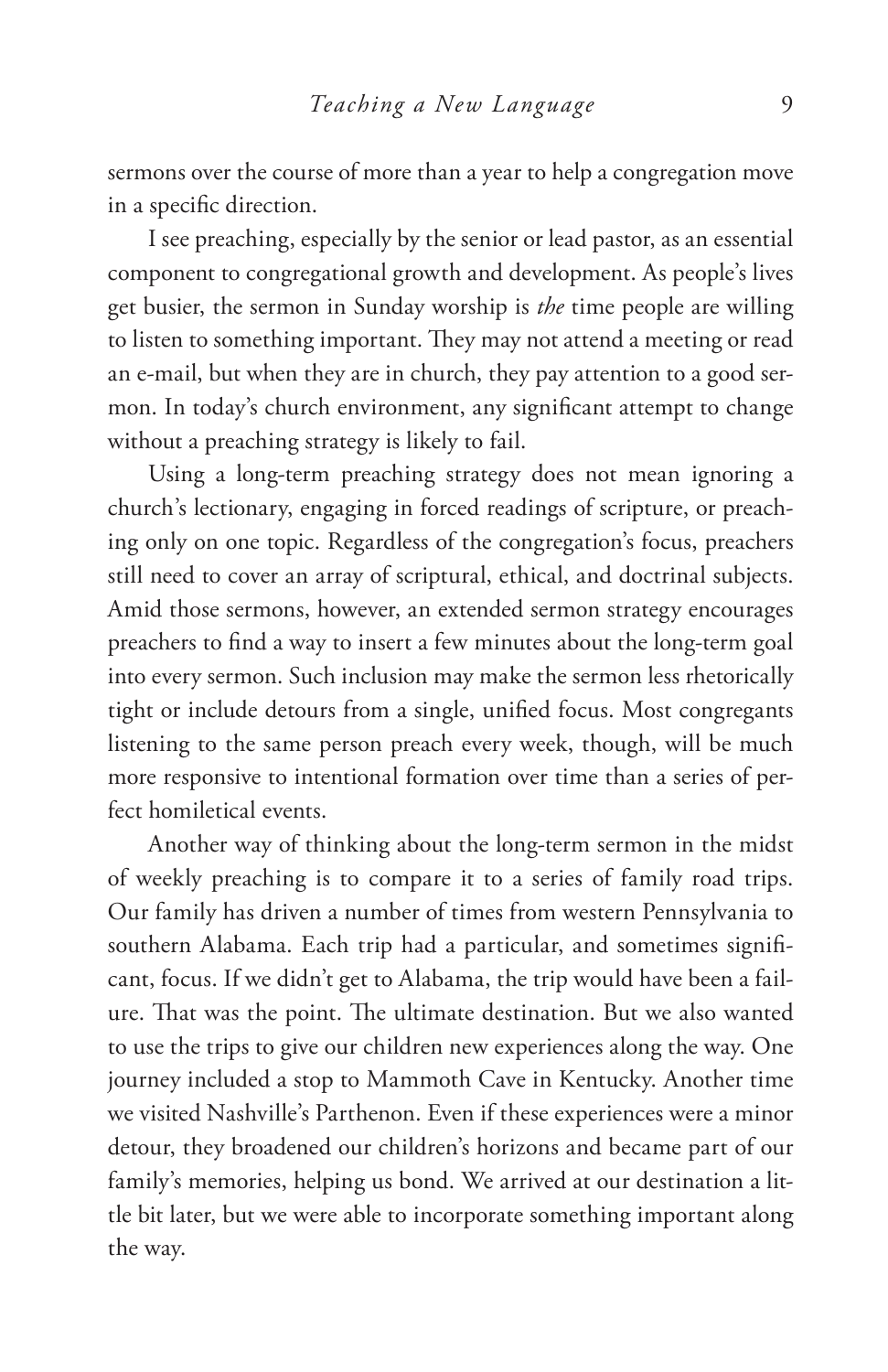sermons over the course of more than a year to help a congregation move in a specific direction.

I see preaching, especially by the senior or lead pastor, as an essential component to congregational growth and development. As people's lives get busier, the sermon in Sunday worship is *the* time people are willing to listen to something important. They may not attend a meeting or read an e-mail, but when they are in church, they pay attention to a good sermon. In today's church environment, any significant attempt to change without a preaching strategy is likely to fail.

Using a long-term preaching strategy does not mean ignoring a church's lectionary, engaging in forced readings of scripture, or preaching only on one topic. Regardless of the congregation's focus, preachers still need to cover an array of scriptural, ethical, and doctrinal subjects. Amid those sermons, however, an extended sermon strategy encourages preachers to find a way to insert a few minutes about the long-term goal into every sermon. Such inclusion may make the sermon less rhetorically tight or include detours from a single, unified focus. Most congregants listening to the same person preach every week, though, will be much more responsive to intentional formation over time than a series of perfect homiletical events.

Another way of thinking about the long-term sermon in the midst of weekly preaching is to compare it to a series of family road trips. Our family has driven a number of times from western Pennsylvania to southern Alabama. Each trip had a particular, and sometimes significant, focus. If we didn't get to Alabama, the trip would have been a failure. That was the point. The ultimate destination. But we also wanted to use the trips to give our children new experiences along the way. One journey included a stop to Mammoth Cave in Kentucky. Another time we visited Nashville's Parthenon. Even if these experiences were a minor detour, they broadened our children's horizons and became part of our family's memories, helping us bond. We arrived at our destination a little bit later, but we were able to incorporate something important along the way.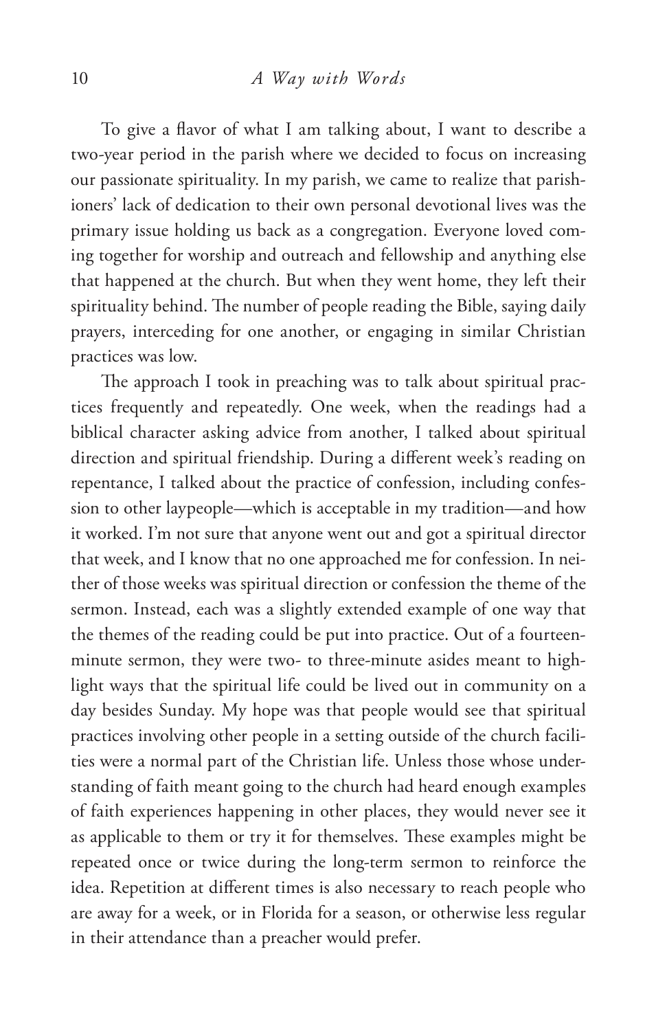To give a flavor of what I am talking about, I want to describe a two-year period in the parish where we decided to focus on increasing our passionate spirituality. In my parish, we came to realize that parishioners' lack of dedication to their own personal devotional lives was the primary issue holding us back as a congregation. Everyone loved coming together for worship and outreach and fellowship and anything else that happened at the church. But when they went home, they left their spirituality behind. The number of people reading the Bible, saying daily prayers, interceding for one another, or engaging in similar Christian practices was low.

The approach I took in preaching was to talk about spiritual practices frequently and repeatedly. One week, when the readings had a biblical character asking advice from another, I talked about spiritual direction and spiritual friendship. During a different week's reading on repentance, I talked about the practice of confession, including confession to other laypeople—which is acceptable in my tradition—and how it worked. I'm not sure that anyone went out and got a spiritual director that week, and I know that no one approached me for confession. In neither of those weeks was spiritual direction or confession the theme of the sermon. Instead, each was a slightly extended example of one way that the themes of the reading could be put into practice. Out of a fourteen-minute sermon, they were two- to three-minute asides meant to highlight ways that the spiritual life could be lived out in community on a day besides Sunday. My hope was that people would see that spiritual practices involving other people in a setting outside of the church facilities were a normal part of the Christian life. Unless those whose understanding of faith meant going to the church had heard enough examples of faith experiences happening in other places, they would never see it as applicable to them or try it for themselves. These examples might be repeated once or twice during the long-term sermon to reinforce the idea. Repetition at different times is also necessary to reach people who are away for a week, or in Florida for a season, or otherwise less regular in their attendance than a preacher would prefer.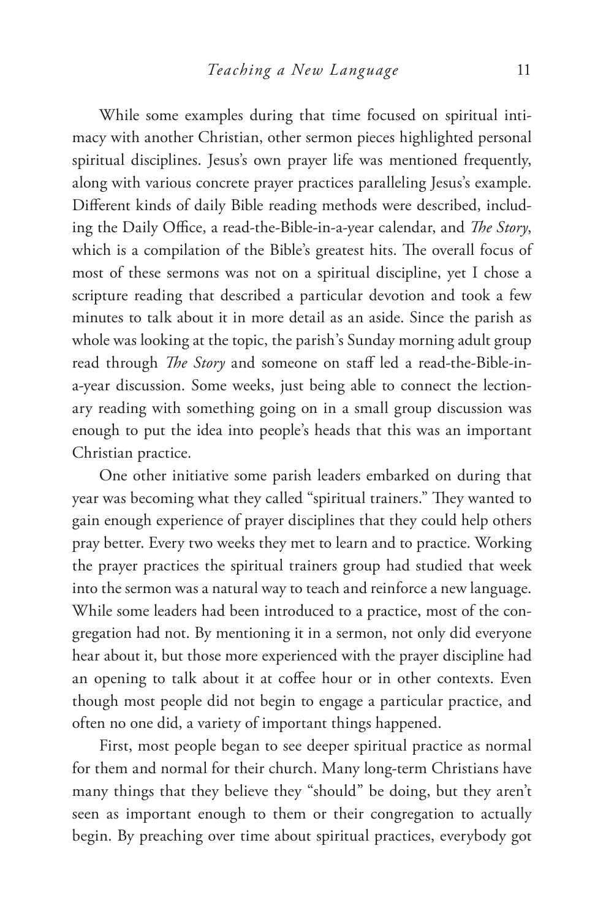While some examples during that time focused on spiritual intimacy with another Christian, other sermon pieces highlighted personal spiritual disciplines. Jesus's own prayer life was mentioned frequently, along with various concrete prayer practices paralleling Jesus's example. Different kinds of daily Bible reading methods were described, including the Daily Office, a read-the-Bible-in-a-year calendar, and *The Story*, which is a compilation of the Bible's greatest hits. The overall focus of most of these sermons was not on a spiritual discipline, yet I chose a scripture reading that described a particular devotion and took a few minutes to talk about it in more detail as an aside. Since the parish as whole was looking at the topic, the parish's Sunday morning adult group read through *The Story* and someone on staff led a read-the-Bible-in-a-year discussion. Some weeks, just being able to connect the lectionary reading with something going on in a small group discussion was enough to put the idea into people's heads that this was an important Christian practice.

One other initiative some parish leaders embarked on during that year was becoming what they called "spiritual trainers." They wanted to gain enough experience of prayer disciplines that they could help others pray better. Every two weeks they met to learn and to practice. Working the prayer practices the spiritual trainers group had studied that week into the sermon was a natural way to teach and reinforce a new language. While some leaders had been introduced to a practice, most of the congregation had not. By mentioning it in a sermon, not only did everyone hear about it, but those more experienced with the prayer discipline had an opening to talk about it at coffee hour or in other contexts. Even though most people did not begin to engage a particular practice, and often no one did, a variety of important things happened.

First, most people began to see deeper spiritual practice as normal for them and normal for their church. Many long-term Christians have many things that they believe they "should" be doing, but they aren't seen as important enough to them or their congregation to actually begin. By preaching over time about spiritual practices, everybody got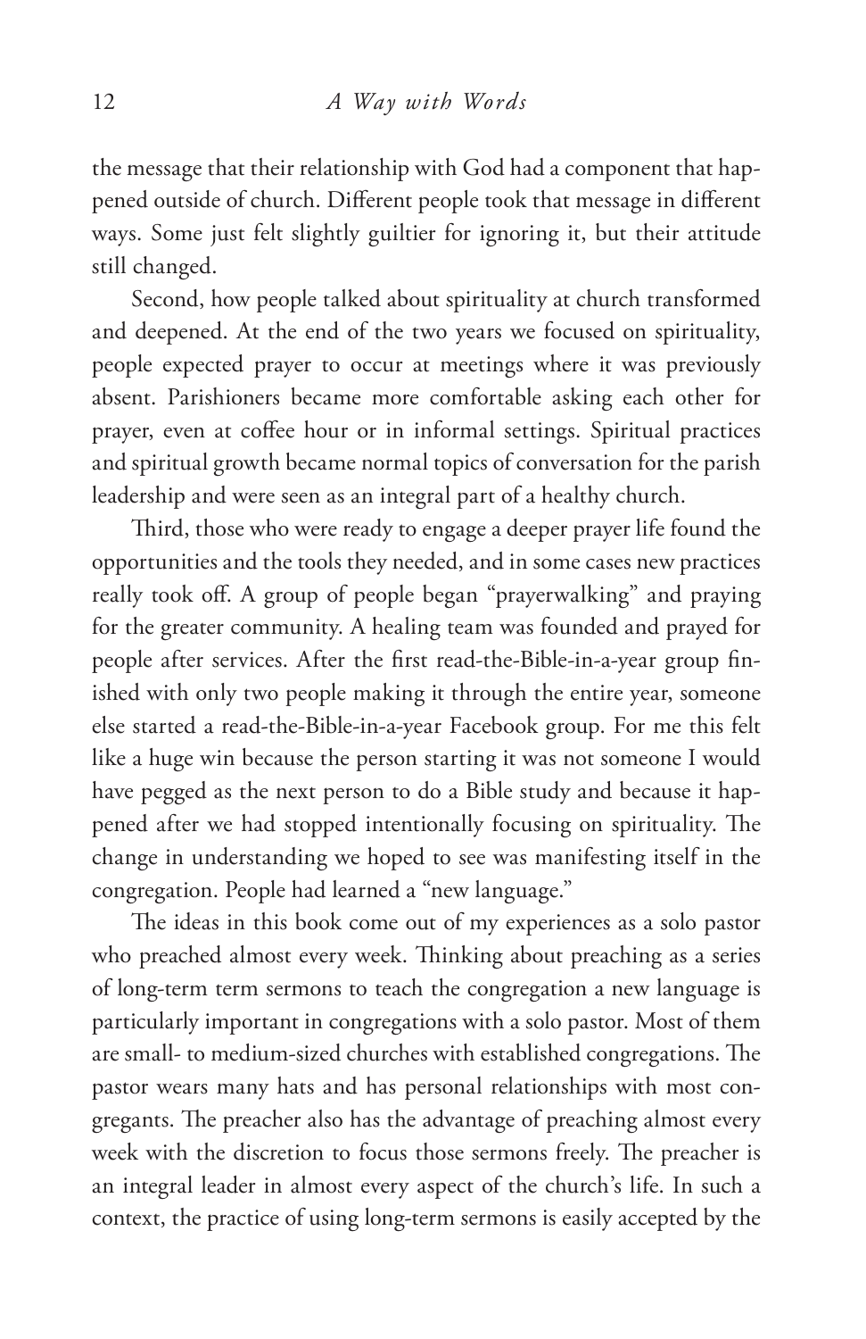the message that their relationship with God had a component that happened outside of church. Different people took that message in different ways. Some just felt slightly guiltier for ignoring it, but their attitude still changed.

Second, how people talked about spirituality at church transformed and deepened. At the end of the two years we focused on spirituality, people expected prayer to occur at meetings where it was previously absent. Parishioners became more comfortable asking each other for prayer, even at coffee hour or in informal settings. Spiritual practices and spiritual growth became normal topics of conversation for the parish leadership and were seen as an integral part of a healthy church.

Third, those who were ready to engage a deeper prayer life found the opportunities and the tools they needed, and in some cases new practices really took off. A group of people began "prayerwalking" and praying for the greater community. A healing team was founded and prayed for people after services. After the first read-the-Bible-in-a-year group finished with only two people making it through the entire year, someone else started a read-the-Bible-in-a-year Facebook group. For me this felt like a huge win because the person starting it was not someone I would have pegged as the next person to do a Bible study and because it happened after we had stopped intentionally focusing on spirituality. The change in understanding we hoped to see was manifesting itself in the congregation. People had learned a "new language."

The ideas in this book come out of my experiences as a solo pastor who preached almost every week. Thinking about preaching as a series of long-term term sermons to teach the congregation a new language is particularly important in congregations with a solo pastor. Most of them are small- to medium-sized churches with established congregations. The pastor wears many hats and has personal relationships with most congregants. The preacher also has the advantage of preaching almost every week with the discretion to focus those sermons freely. The preacher is an integral leader in almost every aspect of the church's life. In such a context, the practice of using long-term sermons is easily accepted by the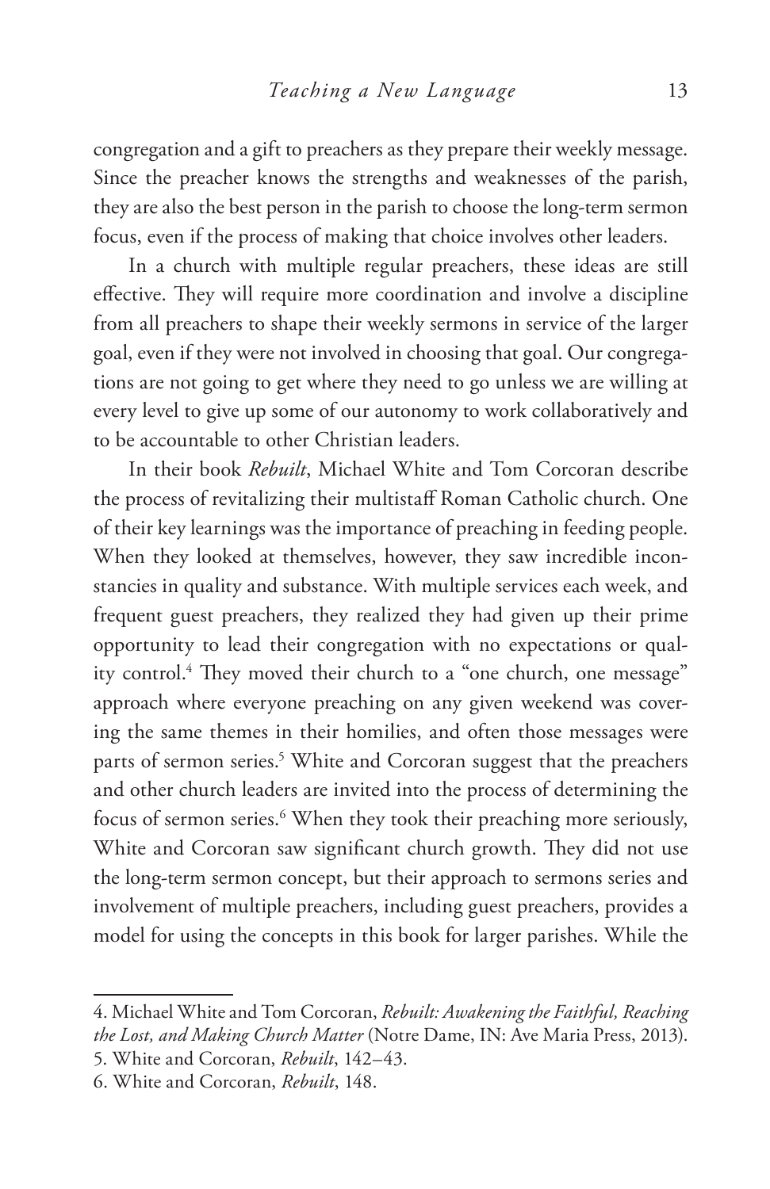congregation and a gift to preachers as they prepare their weekly message. Since the preacher knows the strengths and weaknesses of the parish, they are also the best person in the parish to choose the long-term sermon focus, even if the process of making that choice involves other leaders.

In a church with multiple regular preachers, these ideas are still effective. They will require more coordination and involve a discipline from all preachers to shape their weekly sermons in service of the larger goal, even if they were not involved in choosing that goal. Our congregations are not going to get where they need to go unless we are willing at every level to give up some of our autonomy to work collaboratively and to be accountable to other Christian leaders.

In their book *Rebuilt*, Michael White and Tom Corcoran describe the process of revitalizing their multistaff Roman Catholic church. One of their key learnings was the importance of preaching in feeding people. When they looked at themselves, however, they saw incredible inconstancies in quality and substance. With multiple services each week, and frequent guest preachers, they realized they had given up their prime opportunity to lead their congregation with no expectations or quality control.[4] They moved their church to a "one church, one message" approach where everyone preaching on any given weekend was covering the same themes in their homilies, and often those messages were parts of sermon series.[5] White and Corcoran suggest that the preachers and other church leaders are invited into the process of determining the focus of sermon series.[6] When they took their preaching more seriously, White and Corcoran saw significant church growth. They did not use the long-term sermon concept, but their approach to sermons series and involvement of multiple preachers, including guest preachers, provides a model for using the concepts in this book for larger parishes. While the

---

4. Michael White and Tom Corcoran, *Rebuilt: Awakening the Faithful, Reaching the Lost, and Making Church Matter* (Notre Dame, IN: Ave Maria Press, 2013).
5. White and Corcoran, *Rebuilt*, 142–43.
6. White and Corcoran, *Rebuilt*, 148.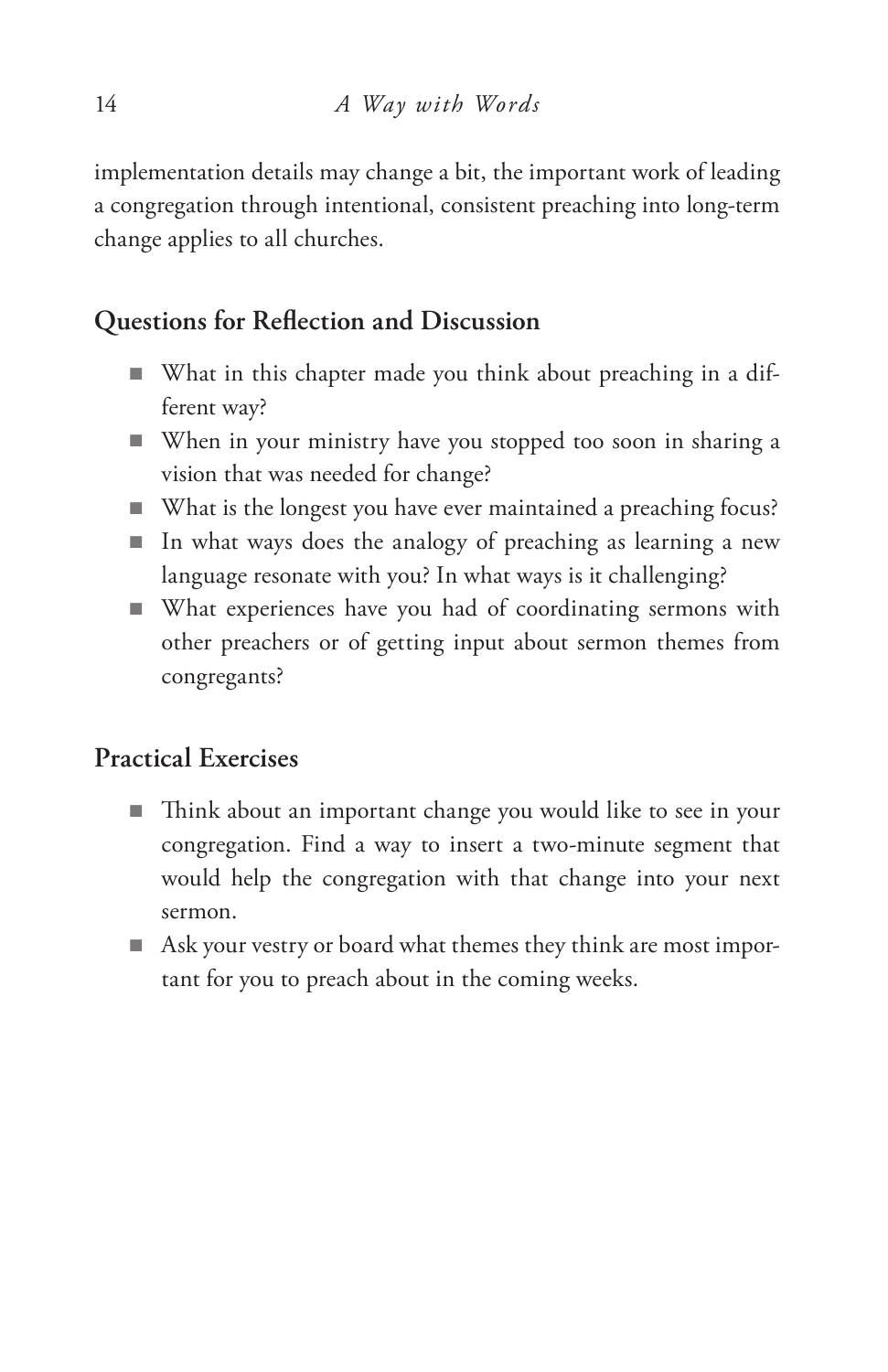implementation details may change a bit, the important work of leading a congregation through intentional, consistent preaching into long-term change applies to all churches.

## Questions for Reflection and Discussion

- What in this chapter made you think about preaching in a different way?
- When in your ministry have you stopped too soon in sharing a vision that was needed for change?
- What is the longest you have ever maintained a preaching focus?
- In what ways does the analogy of preaching as learning a new language resonate with you? In what ways is it challenging?
- What experiences have you had of coordinating sermons with other preachers or of getting input about sermon themes from congregants?

## Practical Exercises

- Think about an important change you would like to see in your congregation. Find a way to insert a two-minute segment that would help the congregation with that change into your next sermon.
- Ask your vestry or board what themes they think are most important for you to preach about in the coming weeks.